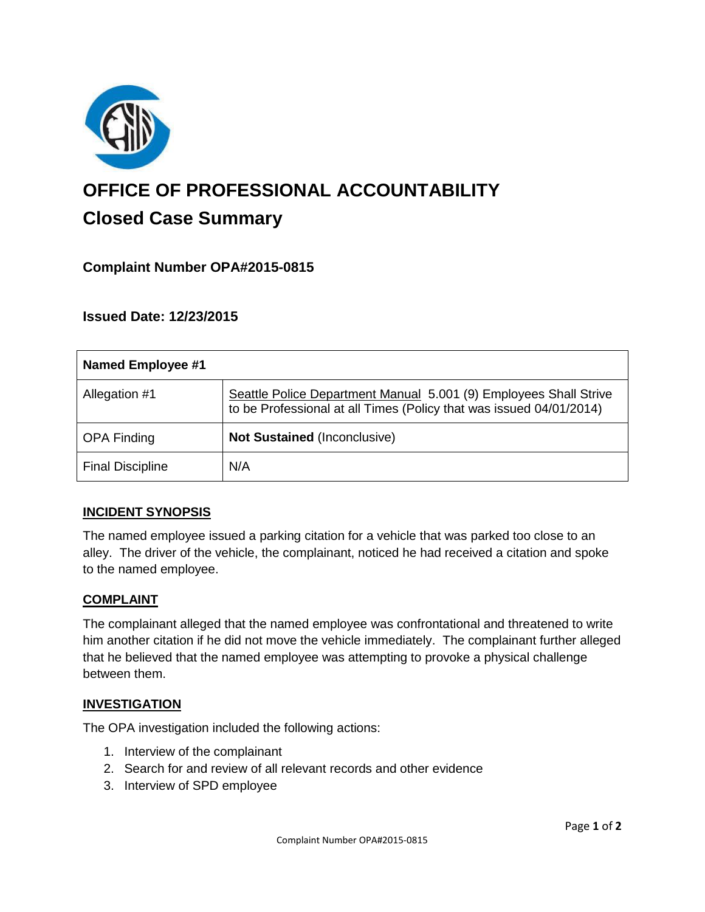# OFFICE OF PROFESSIONAL ACCOUNTABILITY

## Closed Case Summary

### Complaint Number OPA#2015-0815

### Issued Date: 12/23/2015

| Named Employee #1 | |
|---|---|
| Allegation #1 | Seattle Police Department Manual 5.001 (9) Employees Shall Strive to be Professional at all Times (Policy that was issued 04/01/2014) |
| OPA Finding | **Not Sustained** (Inconclusive) |
| Final Discipline | N/A |

## INCIDENT SYNOPSIS

The named employee issued a parking citation for a vehicle that was parked too close to an alley. The driver of the vehicle, the complainant, noticed he had received a citation and spoke to the named employee.

## COMPLAINT

The complainant alleged that the named employee was confrontational and threatened to write him another citation if he did not move the vehicle immediately. The complainant further alleged that he believed that the named employee was attempting to provoke a physical challenge between them.

## INVESTIGATION

The OPA investigation included the following actions:

1. Interview of the complainant
2. Search for and review of all relevant records and other evidence
3. Interview of SPD employee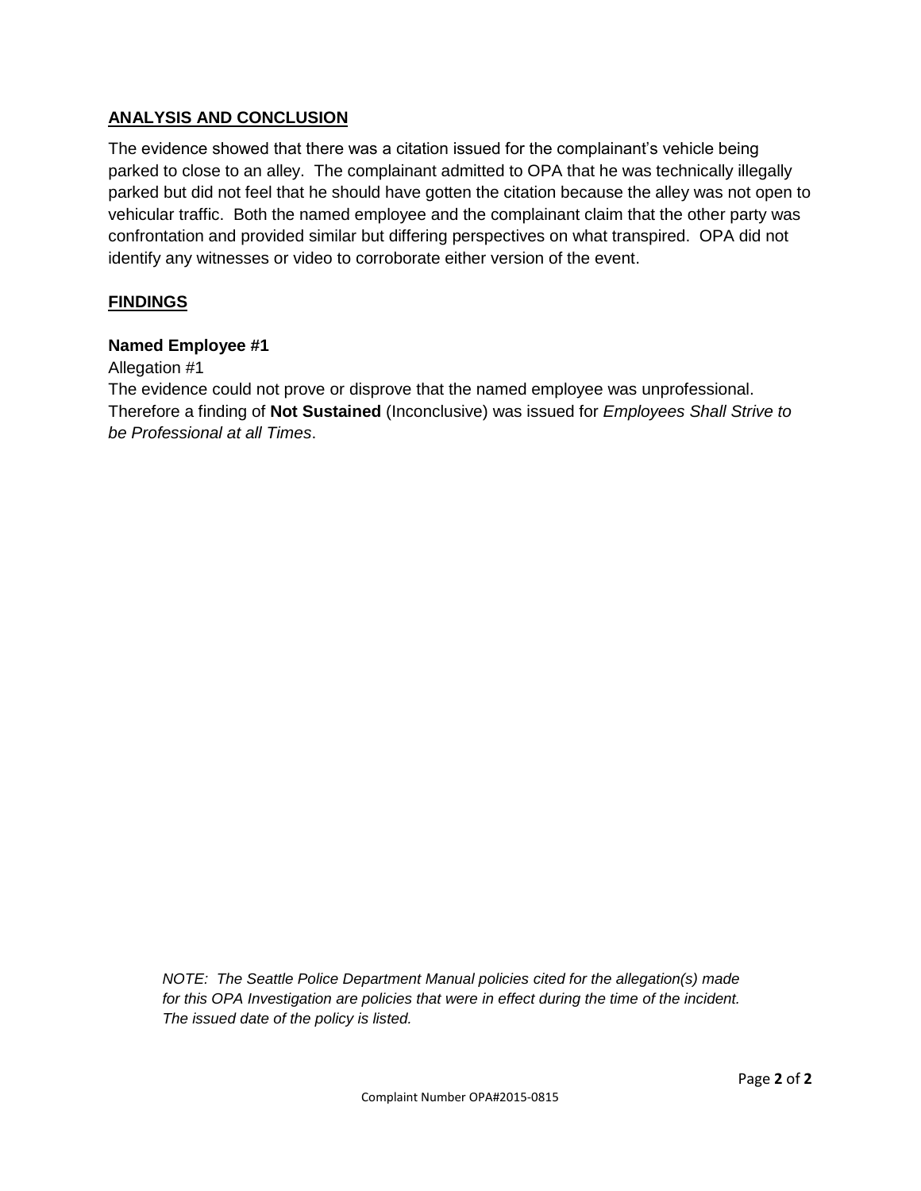## ANALYSIS AND CONCLUSION

The evidence showed that there was a citation issued for the complainant's vehicle being parked to close to an alley. The complainant admitted to OPA that he was technically illegally parked but did not feel that he should have gotten the citation because the alley was not open to vehicular traffic. Both the named employee and the complainant claim that the other party was confrontation and provided similar but differing perspectives on what transpired. OPA did not identify any witnesses or video to corroborate either version of the event.

## FINDINGS

**Named Employee #1**

Allegation #1

The evidence could not prove or disprove that the named employee was unprofessional. Therefore a finding of **Not Sustained** (Inconclusive) was issued for *Employees Shall Strive to be Professional at all Times*.

*NOTE: The Seattle Police Department Manual policies cited for the allegation(s) made for this OPA Investigation are policies that were in effect during the time of the incident. The issued date of the policy is listed.*

Complaint Number OPA#2015-0815